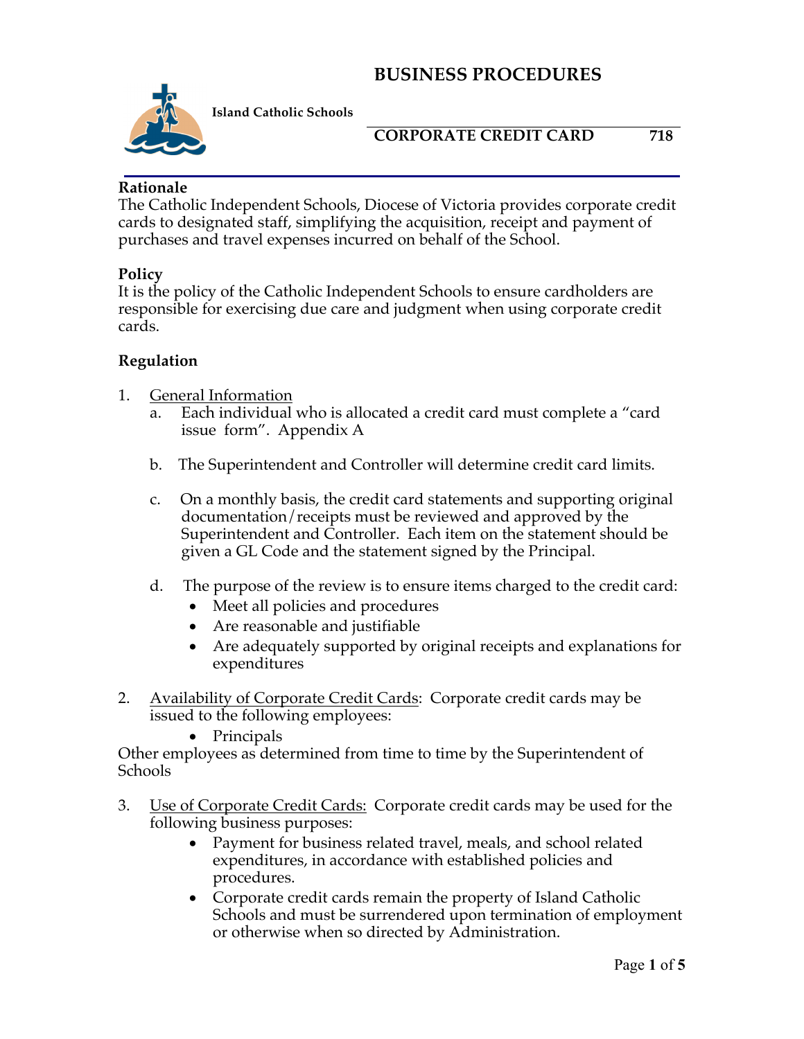# BUSINESS PROCEDURES

**Island Catholic Schools**

## CORPORATE CREDIT CARD 718

**Rationale**
The Catholic Independent Schools, Diocese of Victoria provides corporate credit cards to designated staff, simplifying the acquisition, receipt and payment of purchases and travel expenses incurred on behalf of the School.

**Policy**
It is the policy of the Catholic Independent Schools to ensure cardholders are responsible for exercising due care and judgment when using corporate credit cards.

**Regulation**

1. General Information
   a. Each individual who is allocated a credit card must complete a "card issue form". Appendix A

   b. The Superintendent and Controller will determine credit card limits.

   c. On a monthly basis, the credit card statements and supporting original documentation/receipts must be reviewed and approved by the Superintendent and Controller. Each item on the statement should be given a GL Code and the statement signed by the Principal.

   d. The purpose of the review is to ensure items charged to the credit card:
      - Meet all policies and procedures
      - Are reasonable and justifiable
      - Are adequately supported by original receipts and explanations for expenditures

2. Availability of Corporate Credit Cards: Corporate credit cards may be issued to the following employees:
   - Principals

Other employees as determined from time to time by the Superintendent of Schools

3. Use of Corporate Credit Cards: Corporate credit cards may be used for the following business purposes:
   - Payment for business related travel, meals, and school related expenditures, in accordance with established policies and procedures.
   - Corporate credit cards remain the property of Island Catholic Schools and must be surrendered upon termination of employment or otherwise when so directed by Administration.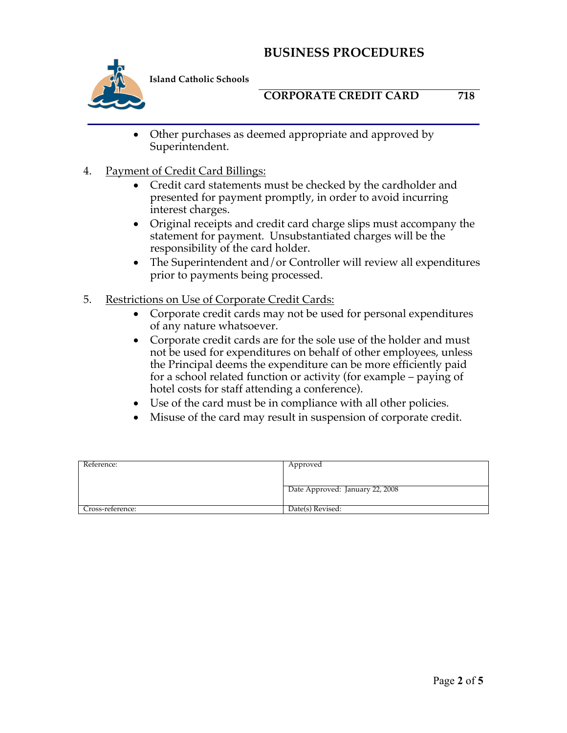- Other purchases as deemed appropriate and approved by Superintendent.

4. Payment of Credit Card Billings:
   - Credit card statements must be checked by the cardholder and presented for payment promptly, in order to avoid incurring interest charges.
   - Original receipts and credit card charge slips must accompany the statement for payment. Unsubstantiated charges will be the responsibility of the card holder.
   - The Superintendent and/or Controller will review all expenditures prior to payments being processed.

5. Restrictions on Use of Corporate Credit Cards:
   - Corporate credit cards may not be used for personal expenditures of any nature whatsoever.
   - Corporate credit cards are for the sole use of the holder and must not be used for expenditures on behalf of other employees, unless the Principal deems the expenditure can be more efficiently paid for a school related function or activity (for example – paying of hotel costs for staff attending a conference).
   - Use of the card must be in compliance with all other policies.
   - Misuse of the card may result in suspension of corporate credit.

| Reference: | Approved |
|---|---|
| | Date Approved: January 22, 2008 |
| Cross-reference: | Date(s) Revised: |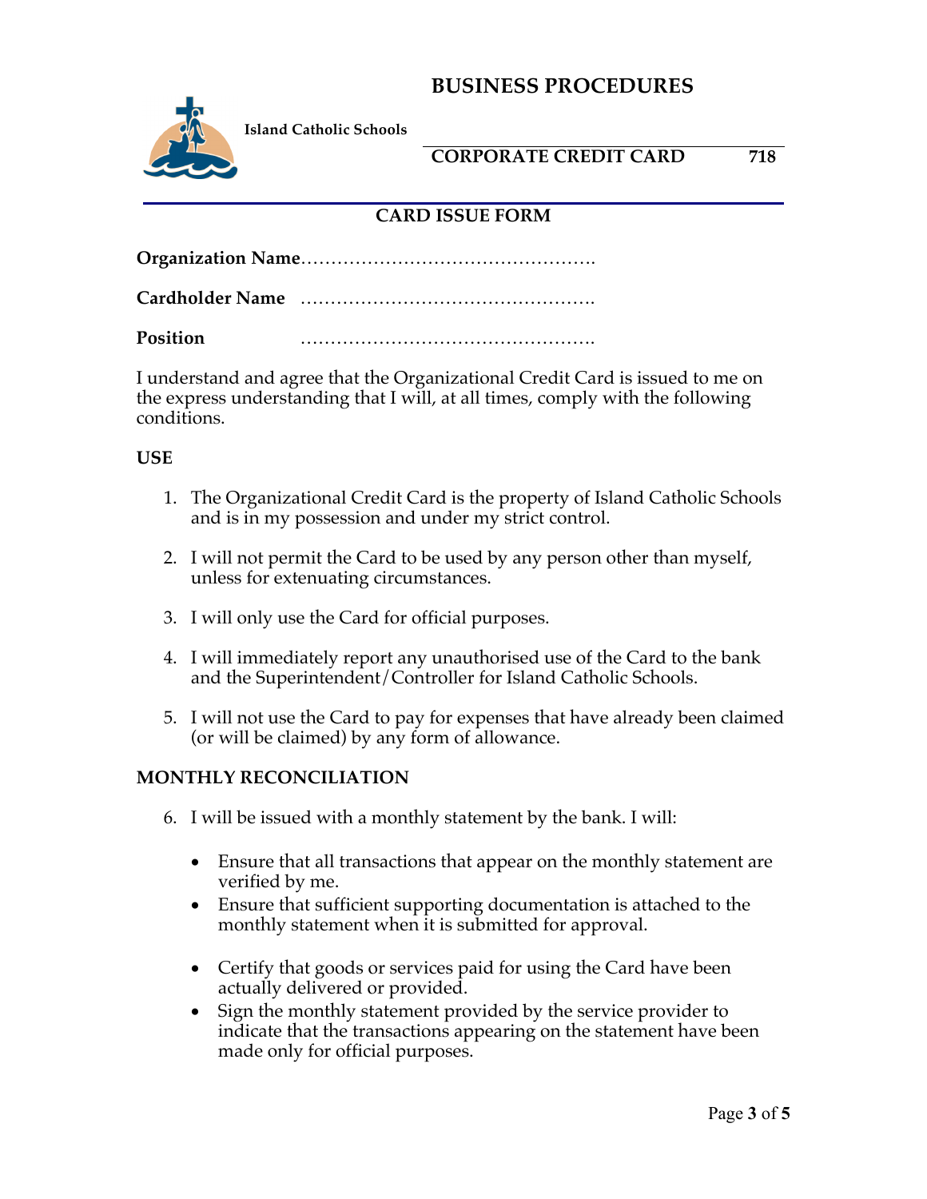# BUSINESS PROCEDURES

**Island Catholic Schools**

**CORPORATE CREDIT CARD 718**

## CARD ISSUE FORM

**Organization Name**…………………………………………

**Cardholder Name** …………………………………………

**Position** …………………………………………

I understand and agree that the Organizational Credit Card is issued to me on the express understanding that I will, at all times, comply with the following conditions.

### USE

1. The Organizational Credit Card is the property of Island Catholic Schools and is in my possession and under my strict control.
2. I will not permit the Card to be used by any person other than myself, unless for extenuating circumstances.
3. I will only use the Card for official purposes.
4. I will immediately report any unauthorised use of the Card to the bank and the Superintendent/Controller for Island Catholic Schools.
5. I will not use the Card to pay for expenses that have already been claimed (or will be claimed) by any form of allowance.

### MONTHLY RECONCILIATION

6. I will be issued with a monthly statement by the bank. I will:

   - Ensure that all transactions that appear on the monthly statement are verified by me.
   - Ensure that sufficient supporting documentation is attached to the monthly statement when it is submitted for approval.
   - Certify that goods or services paid for using the Card have been actually delivered or provided.
   - Sign the monthly statement provided by the service provider to indicate that the transactions appearing on the statement have been made only for official purposes.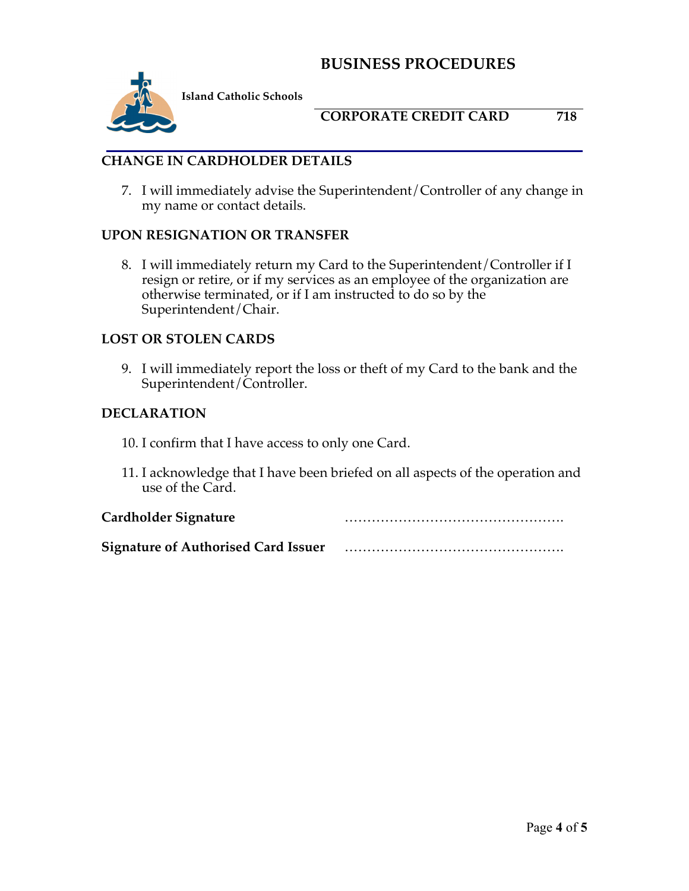## CHANGE IN CARDHOLDER DETAILS

7. I will immediately advise the Superintendent/Controller of any change in my name or contact details.

## UPON RESIGNATION OR TRANSFER

8. I will immediately return my Card to the Superintendent/Controller if I resign or retire, or if my services as an employee of the organization are otherwise terminated, or if I am instructed to do so by the Superintendent/Chair.

## LOST OR STOLEN CARDS

9. I will immediately report the loss or theft of my Card to the bank and the Superintendent/Controller.

## DECLARATION

10. I confirm that I have access to only one Card.

11. I acknowledge that I have been briefed on all aspects of the operation and use of the Card.

**Cardholder Signature** ………………………………………….

**Signature of Authorised Card Issuer** ………………………………………….